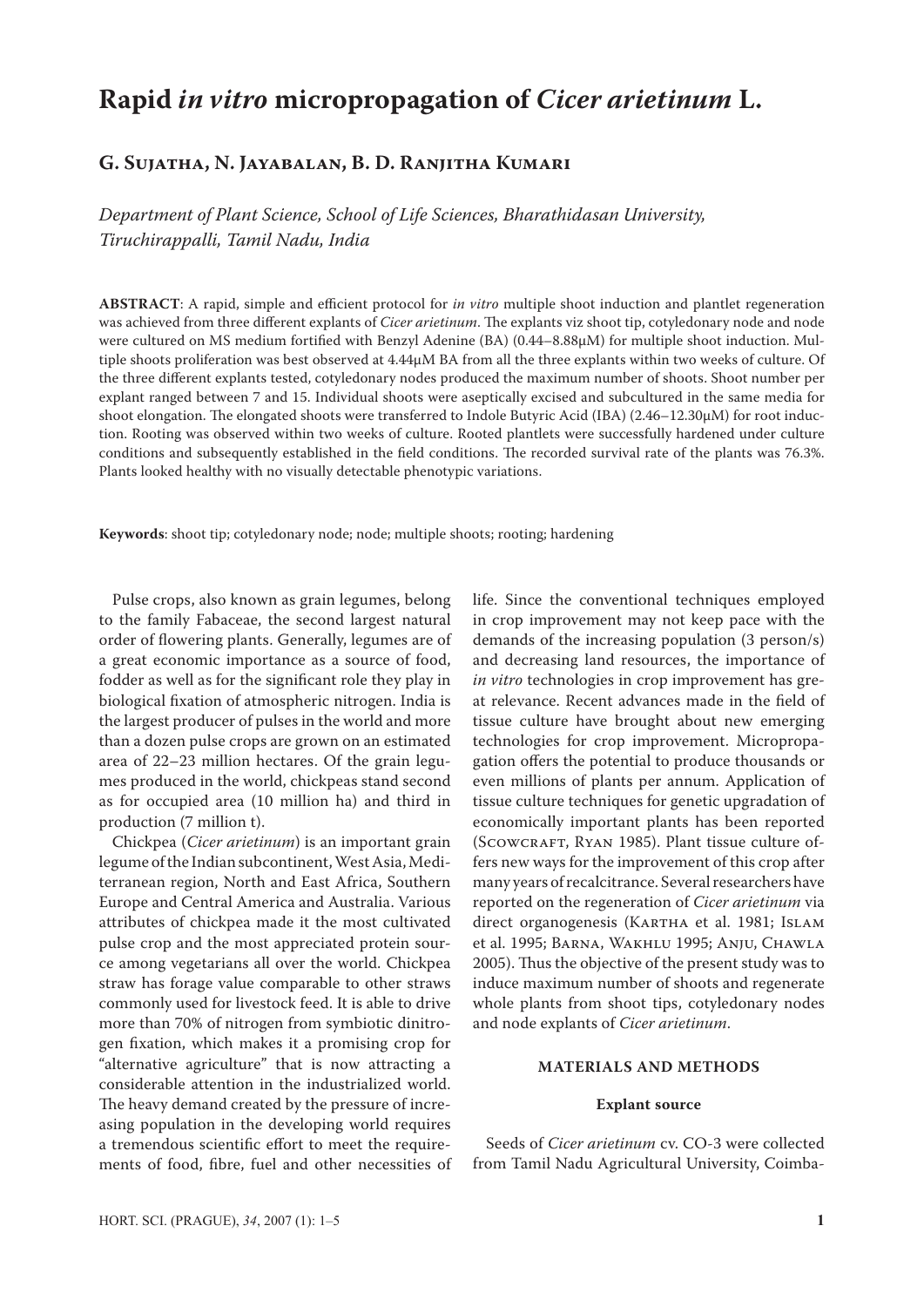# Rapid *in vitro* micropropagation of *Cicer arietinum* L.

## G. Sujatha, N. Jayabalan, B. D. Ranjitha Kumari

*Department of Plant Science, School of Life Sciences, Bharathidasan University, Tiruchirappalli, Tamil Nadu, India*

**ABSTRACT**: A rapid, simple and efficient protocol for *in vitro* multiple shoot induction and plantlet regeneration was achieved from three different explants of *Cicer arietinum*. The explants viz shoot tip, cotyledonary node and node were cultured on MS medium fortified with Benzyl Adenine (BA) (0.44–8.88μM) for multiple shoot induction. Multiple shoots proliferation was best observed at 4.44μM BA from all the three explants within two weeks of culture. Of the three different explants tested, cotyledonary nodes produced the maximum number of shoots. Shoot number per explant ranged between 7 and 15. Individual shoots were aseptically excised and subcultured in the same media for shoot elongation. The elongated shoots were transferred to Indole Butyric Acid (IBA) (2.46–12.30μM) for root induction. Rooting was observed within two weeks of culture. Rooted plantlets were successfully hardened under culture conditions and subsequently established in the field conditions. The recorded survival rate of the plants was 76.3%. Plants looked healthy with no visually detectable phenotypic variations.

**Keywords**: shoot tip; cotyledonary node; node; multiple shoots; rooting; hardening

Pulse crops, also known as grain legumes, belong to the family Fabaceae, the second largest natural order of flowering plants. Generally, legumes are of a great economic importance as a source of food, fodder as well as for the significant role they play in biological fixation of atmospheric nitrogen. India is the largest producer of pulses in the world and more than a dozen pulse crops are grown on an estimated area of 22–23 million hectares. Of the grain legumes produced in the world, chickpeas stand second as for occupied area (10 million ha) and third in production (7 million t).

Chickpea (*Cicer arietinum*) is an important grain legume of the Indian subcontinent, West Asia, Mediterranean region, North and East Africa, Southern Europe and Central America and Australia. Various attributes of chickpea made it the most cultivated pulse crop and the most appreciated protein source among vegetarians all over the world. Chickpea straw has forage value comparable to other straws commonly used for livestock feed. It is able to drive more than 70% of nitrogen from symbiotic dinitrogen fixation, which makes it a promising crop for "alternative agriculture" that is now attracting a considerable attention in the industrialized world. The heavy demand created by the pressure of increasing population in the developing world requires a tremendous scientific effort to meet the requirements of food, fibre, fuel and other necessities of life. Since the conventional techniques employed in crop improvement may not keep pace with the demands of the increasing population (3 person/s) and decreasing land resources, the importance of *in vitro* technologies in crop improvement has great relevance. Recent advances made in the field of tissue culture have brought about new emerging technologies for crop improvement. Micropropagation offers the potential to produce thousands or even millions of plants per annum. Application of tissue culture techniques for genetic upgradation of economically important plants has been reported (Scowcraft, Ryan 1985). Plant tissue culture offers new ways for the improvement of this crop after many years of recalcitrance. Several researchers have reported on the regeneration of *Cicer arietinum* via direct organogenesis (Kartha et al. 1981; Islam et al. 1995; Barna, Wakhlu 1995; Anju, Chawla 2005). Thus the objective of the present study was to induce maximum number of shoots and regenerate whole plants from shoot tips, cotyledonary nodes and node explants of *Cicer arietinum*.

## MATERIALS AND METHODS

### Explant source

Seeds of *Cicer arietinum* cv. CO-3 were collected from Tamil Nadu Agricultural University, Coimba-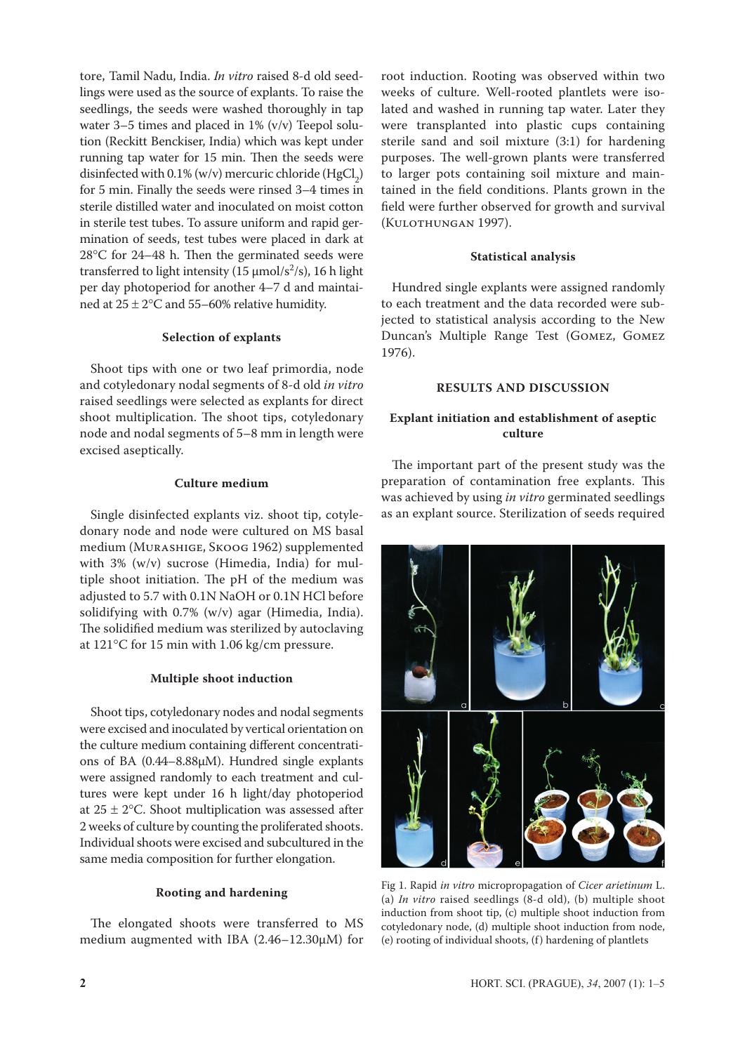tore, Tamil Nadu, India. *In vitro* raised 8-d old seedlings were used as the source of explants. To raise the seedlings, the seeds were washed thoroughly in tap water 3–5 times and placed in 1% (v/v) Teepol solution (Reckitt Benckiser, India) which was kept under running tap water for 15 min. Then the seeds were disinfected with 0.1% (w/v) mercuric chloride ($HgCl_2$) for 5 min. Finally the seeds were rinsed 3–4 times in sterile distilled water and inoculated on moist cotton in sterile test tubes. To assure uniform and rapid germination of seeds, test tubes were placed in dark at 28°C for 24–48 h. Then the germinated seeds were transferred to light intensity (15 μmol/$s^2$/s), 16 h light per day photoperiod for another 4–7 d and maintained at 25 ± 2°C and 55–60% relative humidity.

### Selection of explants

Shoot tips with one or two leaf primordia, node and cotyledonary nodal segments of 8-d old *in vitro* raised seedlings were selected as explants for direct shoot multiplication. The shoot tips, cotyledonary node and nodal segments of 5–8 mm in length were excised aseptically.

### Culture medium

Single disinfected explants viz. shoot tip, cotyledonary node and node were cultured on MS basal medium (Murashige, Skoog 1962) supplemented with 3% (w/v) sucrose (Himedia, India) for multiple shoot initiation. The pH of the medium was adjusted to 5.7 with 0.1N NaOH or 0.1N HCl before solidifying with 0.7% (w/v) agar (Himedia, India). The solidified medium was sterilized by autoclaving at 121°C for 15 min with 1.06 kg/cm pressure.

### Multiple shoot induction

Shoot tips, cotyledonary nodes and nodal segments were excised and inoculated by vertical orientation on the culture medium containing different concentrations of BA (0.44–8.88μM). Hundred single explants were assigned randomly to each treatment and cultures were kept under 16 h light/day photoperiod at 25 ± 2°C. Shoot multiplication was assessed after 2 weeks of culture by counting the proliferated shoots. Individual shoots were excised and subcultured in the same media composition for further elongation.

### Rooting and hardening

The elongated shoots were transferred to MS medium augmented with IBA (2.46–12.30μM) for root induction. Rooting was observed within two weeks of culture. Well-rooted plantlets were isolated and washed in running tap water. Later they were transplanted into plastic cups containing sterile sand and soil mixture (3:1) for hardening purposes. The well-grown plants were transferred to larger pots containing soil mixture and maintained in the field conditions. Plants grown in the field were further observed for growth and survival (Kulothungan 1997).

### Statistical analysis

Hundred single explants were assigned randomly to each treatment and the data recorded were subjected to statistical analysis according to the New Duncan's Multiple Range Test (Gomez, Gomez 1976).

## RESULTS AND DISCUSSION

### Explant initiation and establishment of aseptic culture

The important part of the present study was the preparation of contamination free explants. This was achieved by using *in vitro* germinated seedlings as an explant source. Sterilization of seeds required

Fig 1. Rapid *in vitro* micropropagation of *Cicer arietinum* L. (a) *In vitro* raised seedlings (8-d old), (b) multiple shoot induction from shoot tip, (c) multiple shoot induction from cotyledonary node, (d) multiple shoot induction from node, (e) rooting of individual shoots, (f) hardening of plantlets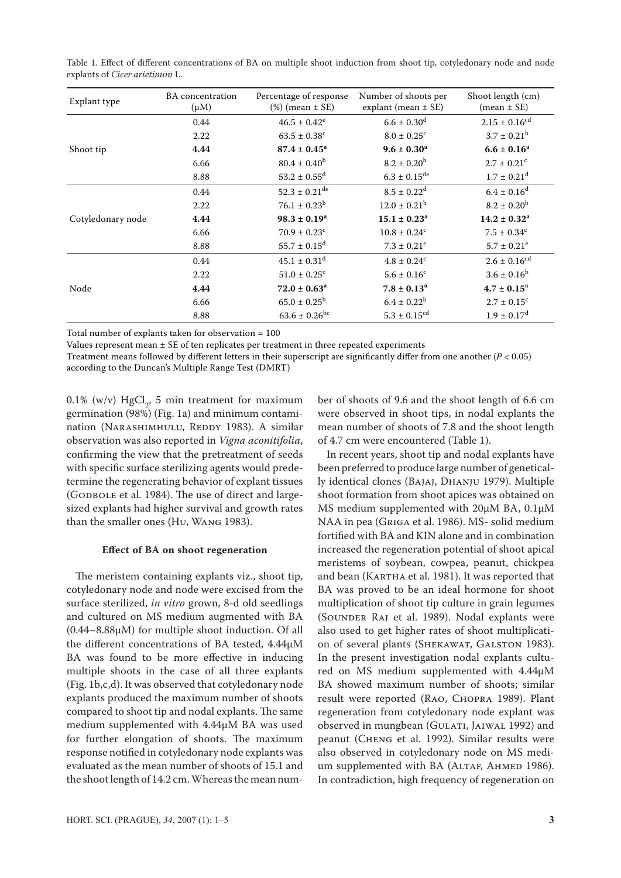Table 1. Effect of different concentrations of BA on multiple shoot induction from shoot tip, cotyledonary node and node explants of *Cicer arietinum* L.

| Explant type | BA concentration (μM) | Percentage of response (%) (mean ± SE) | Number of shoots per explant (mean ± SE) | Shoot length (cm) (mean ± SE) |
|---|---|---|---|---|
| Shoot tip | 0.44 | $46.5 \pm 0.42^{e}$ | $6.6 \pm 0.30^{d}$ | $2.15 \pm 0.16^{cd}$ |
| | 2.22 | $63.5 \pm 0.38^{c}$ | $8.0 \pm 0.25^{c}$ | $3.7 \pm 0.21^{b}$ |
| | **4.44** | $\mathbf{87.4 \pm 0.45^{a}}$ | $\mathbf{9.6 \pm 0.30^{a}}$ | $\mathbf{6.6 \pm 0.16^{a}}$ |
| | 6.66 | $80.4 \pm 0.40^{b}$ | $8.2 \pm 0.20^{b}$ | $2.7 \pm 0.21^{c}$ |
| | 8.88 | $53.2 \pm 0.55^{d}$ | $6.3 \pm 0.15^{de}$ | $1.7 \pm 0.21^{d}$ |
| Cotyledonary node | 0.44 | $52.3 \pm 0.21^{de}$ | $8.5 \pm 0.22^{d}$ | $6.4 \pm 0.16^{d}$ |
| | 2.22 | $76.1 \pm 0.23^{b}$ | $12.0 \pm 0.21^{b}$ | $8.2 \pm 0.20^{b}$ |
| | **4.44** | $\mathbf{98.3 \pm 0.19^{a}}$ | $\mathbf{15.1 \pm 0.23^{a}}$ | $\mathbf{14.2 \pm 0.32^{a}}$ |
| | 6.66 | $70.9 \pm 0.23^{c}$ | $10.8 \pm 0.24^{c}$ | $7.5 \pm 0.34^{c}$ |
| | 8.88 | $55.7 \pm 0.15^{d}$ | $7.3 \pm 0.21^{e}$ | $5.7 \pm 0.21^{e}$ |
| Node | 0.44 | $45.1 \pm 0.31^{d}$ | $4.8 \pm 0.24^{e}$ | $2.6 \pm 0.16^{cd}$ |
| | 2.22 | $51.0 \pm 0.25^{c}$ | $5.6 \pm 0.16^{c}$ | $3.6 \pm 0.16^{b}$ |
| | **4.44** | $\mathbf{72.0 \pm 0.63^{a}}$ | $\mathbf{7.8 \pm 0.13^{a}}$ | $\mathbf{4.7 \pm 0.15^{a}}$ |
| | 6.66 | $65.0 \pm 0.25^{b}$ | $6.4 \pm 0.22^{b}$ | $2.7 \pm 0.15^{c}$ |
| | 8.88 | $63.6 \pm 0.26^{bc}$ | $5.3 \pm 0.15^{cd}$ | $1.9 \pm 0.17^{d}$ |

Total number of explants taken for observation = 100

Values represent mean ± SE of ten replicates per treatment in three repeated experiments

Treatment means followed by different letters in their superscript are significantly differ from one another ($P < 0.05$) according to the Duncan's Multiple Range Test (DMRT)

0.1% (w/v) $HgCl_2$, 5 min treatment for maximum germination (98%) (Fig. 1a) and minimum contamination (Narashimhulu, Reddy 1983). A similar observation was also reported in *Vigna aconitifolia*, confirming the view that the pretreatment of seeds with specific surface sterilizing agents would predetermine the regenerating behavior of explant tissues (Godbole et al. 1984). The use of direct and large-sized explants had higher survival and growth rates than the smaller ones (Hu, Wang 1983).

### Effect of BA on shoot regeneration

The meristem containing explants viz., shoot tip, cotyledonary node and node were excised from the surface sterilized, *in vitro* grown, 8-d old seedlings and cultured on MS medium augmented with BA (0.44–8.88μM) for multiple shoot induction. Of all the different concentrations of BA tested, 4.44μM BA was found to be more effective in inducing multiple shoots in the case of all three explants (Fig. 1b,c,d). It was observed that cotyledonary node explants produced the maximum number of shoots compared to shoot tip and nodal explants. The same medium supplemented with 4.44μM BA was used for further elongation of shoots. The maximum response notified in cotyledonary node explants was evaluated as the mean number of shoots of 15.1 and the shoot length of 14.2 cm. Whereas the mean number of shoots of 9.6 and the shoot length of 6.6 cm were observed in shoot tips, in nodal explants the mean number of shoots of 7.8 and the shoot length of 4.7 cm were encountered (Table 1).

In recent years, shoot tip and nodal explants have been preferred to produce large number of genetically identical clones (Bajaj, Dhanju 1979). Multiple shoot formation from shoot apices was obtained on MS medium supplemented with 20μM BA, 0.1μM NAA in pea (Griga et al. 1986). MS- solid medium fortified with BA and KIN alone and in combination increased the regeneration potential of shoot apical meristems of soybean, cowpea, peanut, chickpea and bean (Kartha et al. 1981). It was reported that BA was proved to be an ideal hormone for shoot multiplication of shoot tip culture in grain legumes (Sounder Raj et al. 1989). Nodal explants were also used to get higher rates of shoot multiplication of several plants (Shekawat, Galston 1983). In the present investigation nodal explants cultured on MS medium supplemented with 4.44μM BA showed maximum number of shoots; similar result were reported (Rao, Chopra 1989). Plant regeneration from cotyledonary node explant was observed in mungbean (Gulati, Jaiwal 1992) and peanut (Cheng et al. 1992). Similar results were also observed in cotyledonary node on MS medium supplemented with BA (Altaf, Ahmed 1986). In contradiction, high frequency of regeneration on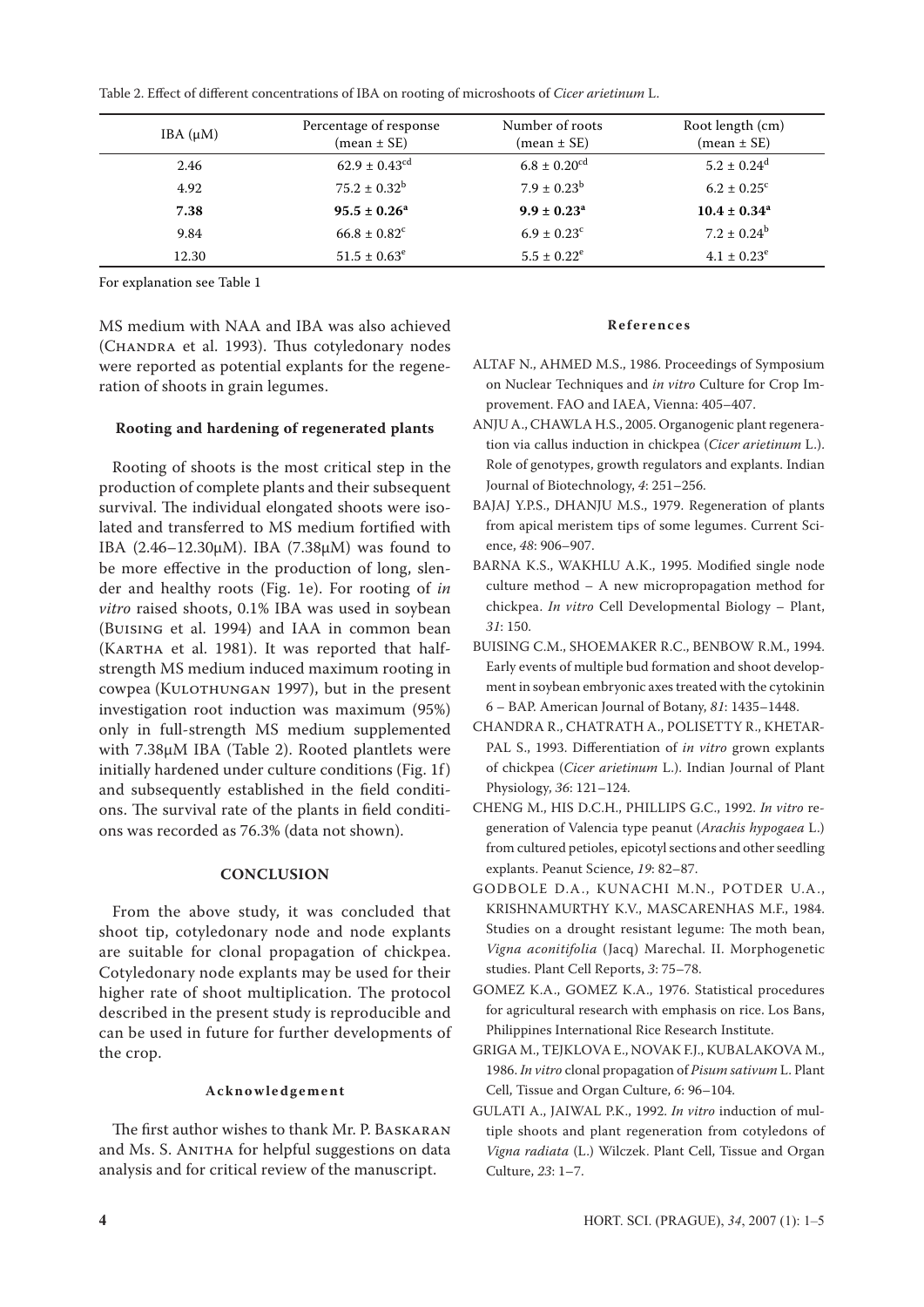Table 2. Effect of different concentrations of IBA on rooting of microshoots of *Cicer arietinum* L.

| IBA (μM) | Percentage of response (mean ± SE) | Number of roots (mean ± SE) | Root length (cm) (mean ± SE) |
|---|---|---|---|
| 2.46 | $62.9 \pm 0.43^{cd}$ | $6.8 \pm 0.20^{cd}$ | $5.2 \pm 0.24^{d}$ |
| 4.92 | $75.2 \pm 0.32^{b}$ | $7.9 \pm 0.23^{b}$ | $6.2 \pm 0.25^{c}$ |
| **7.38** | **$95.5 \pm 0.26^{a}$** | **$9.9 \pm 0.23^{a}$** | **$10.4 \pm 0.34^{a}$** |
| 9.84 | $66.8 \pm 0.82^{c}$ | $6.9 \pm 0.23^{c}$ | $7.2 \pm 0.24^{b}$ |
| 12.30 | $51.5 \pm 0.63^{e}$ | $5.5 \pm 0.22^{e}$ | $4.1 \pm 0.23^{e}$ |

For explanation see Table 1

MS medium with NAA and IBA was also achieved (Chandra et al. 1993). Thus cotyledonary nodes were reported as potential explants for the regeneration of shoots in grain legumes.

### Rooting and hardening of regenerated plants

Rooting of shoots is the most critical step in the production of complete plants and their subsequent survival. The individual elongated shoots were isolated and transferred to MS medium fortified with IBA (2.46–12.30μM). IBA (7.38μM) was found to be more effective in the production of long, slender and healthy roots (Fig. 1e). For rooting of *in vitro* raised shoots, 0.1% IBA was used in soybean (Buising et al. 1994) and IAA in common bean (Kartha et al. 1981). It was reported that half-strength MS medium induced maximum rooting in cowpea (Kulothungan 1997), but in the present investigation root induction was maximum (95%) only in full-strength MS medium supplemented with 7.38μM IBA (Table 2). Rooted plantlets were initially hardened under culture conditions (Fig. 1f) and subsequently established in the field conditions. The survival rate of the plants in field conditions was recorded as 76.3% (data not shown).

## CONCLUSION

From the above study, it was concluded that shoot tip, cotyledonary node and node explants are suitable for clonal propagation of chickpea. Cotyledonary node explants may be used for their higher rate of shoot multiplication. The protocol described in the present study is reproducible and can be used in future for further developments of the crop.

### Acknowledgement

The first author wishes to thank Mr. P. Baskaran and Ms. S. Anitha for helpful suggestions on data analysis and for critical review of the manuscript.

### References

ALTAF N., AHMED M.S., 1986. Proceedings of Symposium on Nuclear Techniques and *in vitro* Culture for Crop Improvement. FAO and IAEA, Vienna: 405–407.

ANJU A., CHAWLA H.S., 2005. Organogenic plant regeneration via callus induction in chickpea (*Cicer arietinum* L.). Role of genotypes, growth regulators and explants. Indian Journal of Biotechnology, *4*: 251–256.

BAJAJ Y.P.S., DHANJU M.S., 1979. Regeneration of plants from apical meristem tips of some legumes. Current Science, *48*: 906–907.

BARNA K.S., WAKHLU A.K., 1995. Modified single node culture method – A new micropropagation method for chickpea. *In vitro* Cell Developmental Biology – Plant, *31*: 150.

BUISING C.M., SHOEMAKER R.C., BENBOW R.M., 1994. Early events of multiple bud formation and shoot development in soybean embryonic axes treated with the cytokinin 6 – BAP. American Journal of Botany, *81*: 1435–1448.

CHANDRA R., CHATRATH A., POLISETTY R., KHETARPAL S., 1993. Differentiation of *in vitro* grown explants of chickpea (*Cicer arietinum* L.). Indian Journal of Plant Physiology, *36*: 121–124.

CHENG M., HIS D.C.H., PHILLIPS G.C., 1992. *In vitro* regeneration of Valencia type peanut (*Arachis hypogaea* L.) from cultured petioles, epicotyl sections and other seedling explants. Peanut Science, *19*: 82–87.

GODBOLE D.A., KUNACHI M.N., POTDER U.A., KRISHNAMURTHY K.V., MASCARENHAS M.F., 1984. Studies on a drought resistant legume: The moth bean, *Vigna aconitifolia* (Jacq) Marechal. II. Morphogenetic studies. Plant Cell Reports, *3*: 75–78.

GOMEZ K.A., GOMEZ K.A., 1976. Statistical procedures for agricultural research with emphasis on rice. Los Bans, Philippines International Rice Research Institute.

GRIGA M., TEJKLOVA E., NOVAK F.J., KUBALAKOVA M., 1986. *In vitro* clonal propagation of *Pisum sativum* L. Plant Cell, Tissue and Organ Culture, *6*: 96–104.

GULATI A., JAIWAL P.K., 1992. *In vitro* induction of multiple shoots and plant regeneration from cotyledons of *Vigna radiata* (L.) Wilczek. Plant Cell, Tissue and Organ Culture, *23*: 1–7.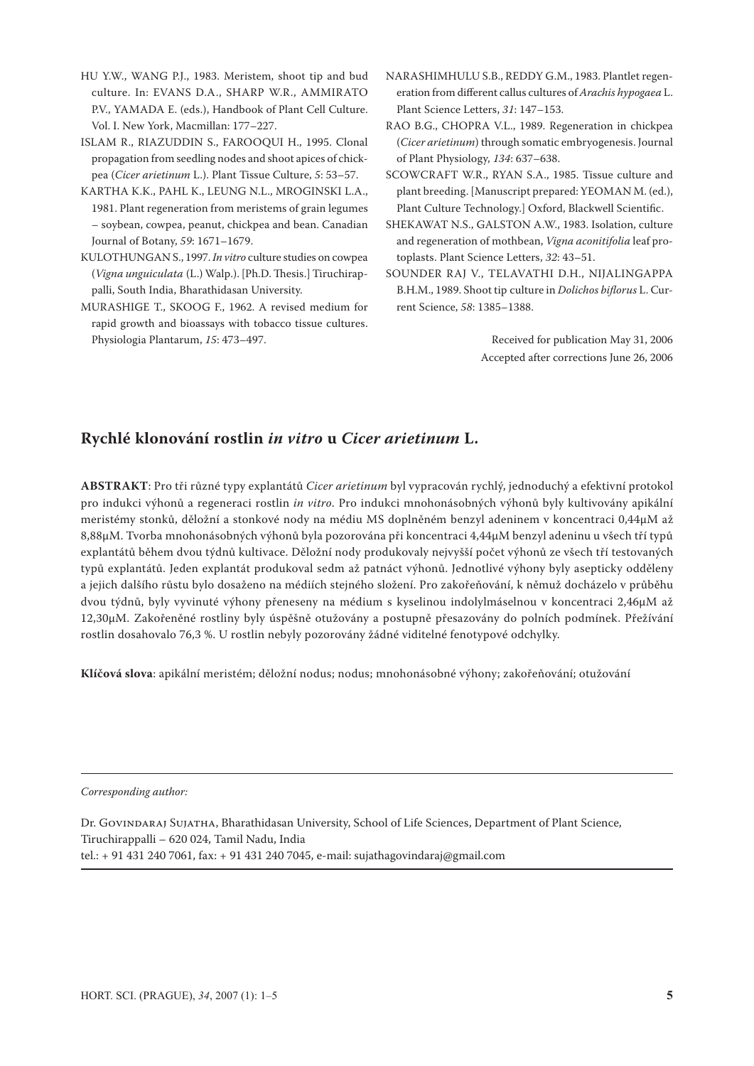HU Y.W., WANG P.J., 1983. Meristem, shoot tip and bud culture. In: EVANS D.A., SHARP W.R., AMMIRATO P.V., YAMADA E. (eds.), Handbook of Plant Cell Culture. Vol. I. New York, Macmillan: 177–227.

ISLAM R., RIAZUDDIN S., FAROOQUI H., 1995. Clonal propagation from seedling nodes and shoot apices of chickpea (*Cicer arietinum* L.). Plant Tissue Culture, *5*: 53–57.

KARTHA K.K., PAHL K., LEUNG N.L., MROGINSKI L.A., 1981. Plant regeneration from meristems of grain legumes – soybean, cowpea, peanut, chickpea and bean. Canadian Journal of Botany, *59*: 1671–1679.

KULOTHUNGAN S., 1997. *In vitro* culture studies on cowpea (*Vigna unguiculata* (L.) Walp.). [Ph.D. Thesis.] Tiruchirappalli, South India, Bharathidasan University.

MURASHIGE T., SKOOG F., 1962. A revised medium for rapid growth and bioassays with tobacco tissue cultures. Physiologia Plantarum, *15*: 473–497.

NARASHIMHULU S.B., REDDY G.M., 1983. Plantlet regeneration from different callus cultures of *Arachis hypogaea* L. Plant Science Letters, *31*: 147–153.

RAO B.G., CHOPRA V.L., 1989. Regeneration in chickpea (*Cicer arietinum*) through somatic embryogenesis. Journal of Plant Physiology, *134*: 637–638.

SCOWCRAFT W.R., RYAN S.A., 1985. Tissue culture and plant breeding. [Manuscript prepared: YEOMAN M. (ed.), Plant Culture Technology.] Oxford, Blackwell Scientific.

SHEKAWAT N.S., GALSTON A.W., 1983. Isolation, culture and regeneration of mothbean, *Vigna aconitifolia* leaf protoplasts. Plant Science Letters, *32*: 43–51.

SOUNDER RAJ V., TELAVATHI D.H., NIJALINGAPPA B.H.M., 1989. Shoot tip culture in *Dolichos biflorus* L. Current Science, *58*: 1385–1388.

Received for publication May 31, 2006
Accepted after corrections June 26, 2006

## Rychlé klonování rostlin *in vitro* u *Cicer arietinum* L.

**ABSTRAKT**: Pro tři různé typy explantátů *Cicer arietinum* byl vypracován rychlý, jednoduchý a efektivní protokol pro indukci výhonů a regeneraci rostlin *in vitro*. Pro indukci mnohonásobných výhonů byly kultivovány apikální meristémy stonků, děložní a stonkové nody na médiu MS doplněném benzyl adeninem v koncentraci 0,44μM až 8,88μM. Tvorba mnohonásobných výhonů byla pozorována při koncentraci 4,44μM benzyl adeninu u všech tří typů explantátů během dvou týdnů kultivace. Děložní nody produkovaly nejvyšší počet výhonů ze všech tří testovaných typů explantátů. Jeden explantát produkoval sedm až patnáct výhonů. Jednotlivé výhony byly asepticky odděleny a jejich dalšího růstu bylo dosaženo na médiích stejného složení. Pro zakořeňování, k němuž docházelo v průběhu dvou týdnů, byly vyvinuté výhony přeneseny na médium s kyselinou indolylmáselnou v koncentraci 2,46μM až 12,30μM. Zakořeněné rostliny byly úspěšně otužovány a postupně přesazovány do polních podmínek. Přežívání rostlin dosahovalo 76,3 %. U rostlin nebyly pozorovány žádné viditelné fenotypové odchylky.

**Klíčová slova**: apikální meristém; děložní nodus; nodus; mnohonásobné výhony; zakořeňování; otužování

*Corresponding author:*

Dr. GOVINDARAJ SUJATHA, Bharathidasan University, School of Life Sciences, Department of Plant Science, Tiruchirappalli – 620 024, Tamil Nadu, India
tel.: + 91 431 240 7061, fax: + 91 431 240 7045, e-mail: sujathagovindaraj@gmail.com